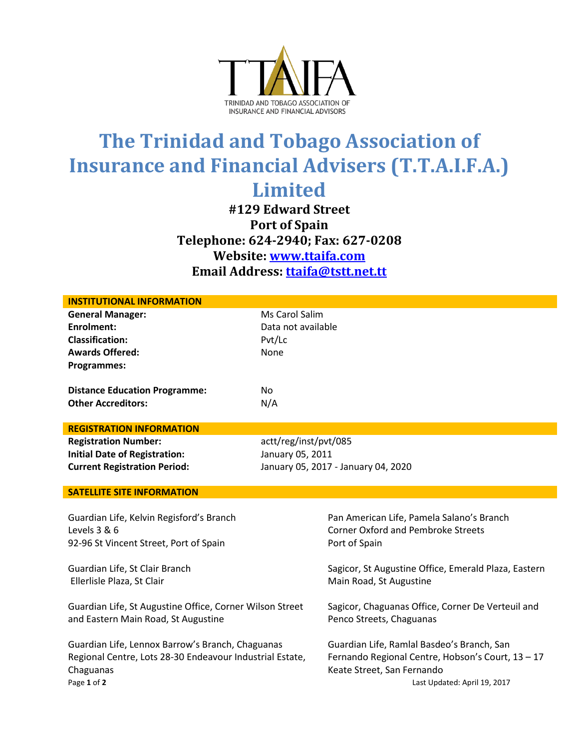TTAIFA

TRINIDAD AND TOBAGO ASSOCIATION OF INSURANCE AND FINANCIAL ADVISORS

# The Trinidad and Tobago Association of Insurance and Financial Advisers (T.T.A.I.F.A.) Limited

**#129 Edward Street**
**Port of Spain**
**Telephone: 624-2940; Fax: 627-0208**
**Website: [www.ttaifa.com](www.ttaifa.com)**
**Email Address: [ttaifa@tstt.net.tt](mailto:ttaifa@tstt.net.tt)**

## INSTITUTIONAL INFORMATION

| | |
|---|---|
| **General Manager:** | Ms Carol Salim |
| **Enrolment:** | Data not available |
| **Classification:** | Pvt/Lc |
| **Awards Offered:** | None |
| **Programmes:** | |
| **Distance Education Programme:** | No |
| **Other Accreditors:** | N/A |

## REGISTRATION INFORMATION

| | |
|---|---|
| **Registration Number:** | actt/reg/inst/pvt/085 |
| **Initial Date of Registration:** | January 05, 2011 |
| **Current Registration Period:** | January 05, 2017 - January 04, 2020 |

## SATELLITE SITE INFORMATION

Guardian Life, Kelvin Regisford's Branch
Levels 3 & 6
92-96 St Vincent Street, Port of Spain

Guardian Life, St Clair Branch
Ellerlisle Plaza, St Clair

Guardian Life, St Augustine Office, Corner Wilson Street and Eastern Main Road, St Augustine

Guardian Life, Lennox Barrow's Branch, Chaguanas Regional Centre, Lots 28-30 Endeavour Industrial Estate, Chaguanas

Pan American Life, Pamela Salano's Branch
Corner Oxford and Pembroke Streets
Port of Spain

Sagicor, St Augustine Office, Emerald Plaza, Eastern Main Road, St Augustine

Sagicor, Chaguanas Office, Corner De Verteuil and Penco Streets, Chaguanas

Guardian Life, Ramlal Basdeo's Branch, San Fernando Regional Centre, Hobson's Court, 13 – 17 Keate Street, San Fernando

Last Updated: April 19, 2017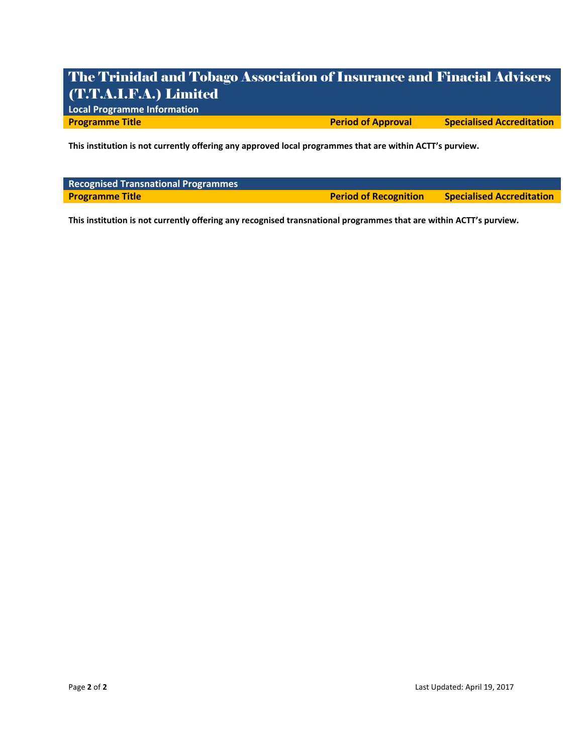# The Trinidad and Tobago Association of Insurance and Finacial Advisers (T.T.A.I.F.A.) Limited

## Local Programme Information

| Programme Title | Period of Approval | Specialised Accreditation |
| --- | --- | --- |

**This institution is not currently offering any approved local programmes that are within ACTT's purview.**

## Recognised Transnational Programmes

| Programme Title | Period of Recognition | Specialised Accreditation |
| --- | --- | --- |

**This institution is not currently offering any recognised transnational programmes that are within ACTT's purview.**

Last Updated: April 19, 2017